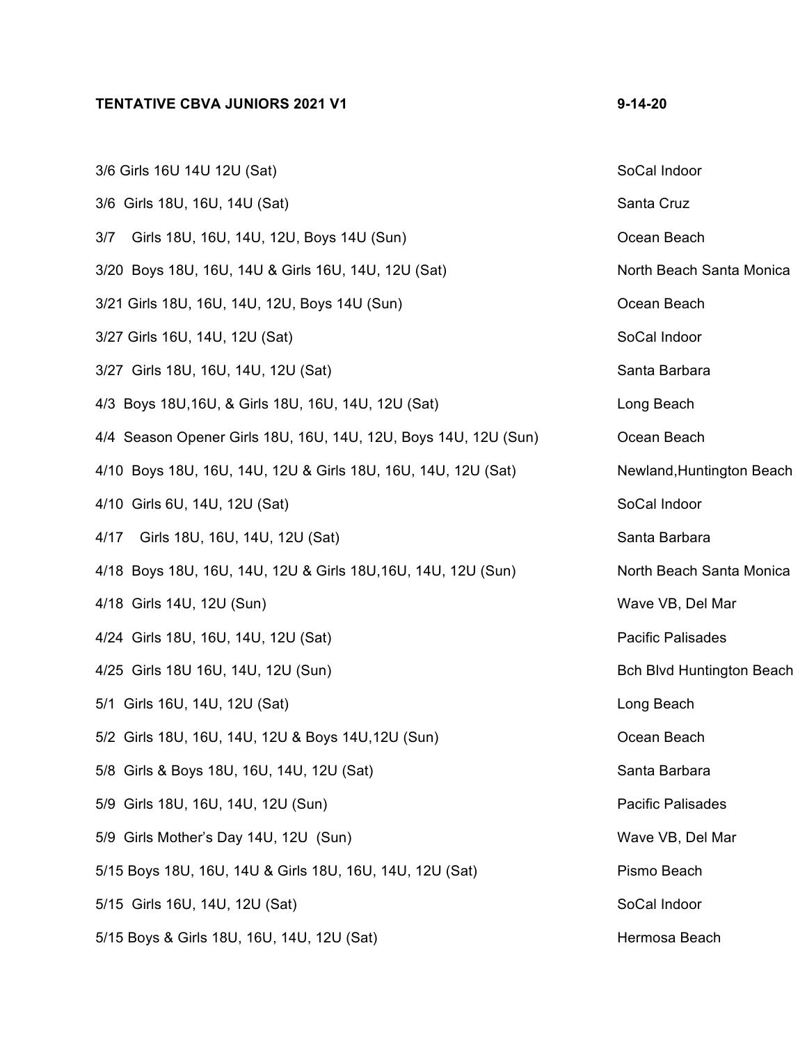**TENTATIVE CBVA JUNIORS 2021 V1 9-14-20**

| Event | Location |
|---|---|
| 3/6 Girls 16U 14U 12U (Sat) | SoCal Indoor |
| 3/6 Girls 18U, 16U, 14U (Sat) | Santa Cruz |
| 3/7 Girls 18U, 16U, 14U, 12U, Boys 14U (Sun) | Ocean Beach |
| 3/20 Boys 18U, 16U, 14U & Girls 16U, 14U, 12U (Sat) | North Beach Santa Monica |
| 3/21 Girls 18U, 16U, 14U, 12U, Boys 14U (Sun) | Ocean Beach |
| 3/27 Girls 16U, 14U, 12U (Sat) | SoCal Indoor |
| 3/27 Girls 18U, 16U, 14U, 12U (Sat) | Santa Barbara |
| 4/3 Boys 18U,16U, & Girls 18U, 16U, 14U, 12U (Sat) | Long Beach |
| 4/4 Season Opener Girls 18U, 16U, 14U, 12U, Boys 14U, 12U (Sun) | Ocean Beach |
| 4/10 Boys 18U, 16U, 14U, 12U & Girls 18U, 16U, 14U, 12U (Sat) | Newland,Huntington Beach |
| 4/10 Girls 6U, 14U, 12U (Sat) | SoCal Indoor |
| 4/17 Girls 18U, 16U, 14U, 12U (Sat) | Santa Barbara |
| 4/18 Boys 18U, 16U, 14U, 12U & Girls 18U,16U, 14U, 12U (Sun) | North Beach Santa Monica |
| 4/18 Girls 14U, 12U (Sun) | Wave VB, Del Mar |
| 4/24 Girls 18U, 16U, 14U, 12U (Sat) | Pacific Palisades |
| 4/25 Girls 18U 16U, 14U, 12U (Sun) | Bch Blvd Huntington Beach |
| 5/1 Girls 16U, 14U, 12U (Sat) | Long Beach |
| 5/2 Girls 18U, 16U, 14U, 12U & Boys 14U,12U (Sun) | Ocean Beach |
| 5/8 Girls & Boys 18U, 16U, 14U, 12U (Sat) | Santa Barbara |
| 5/9 Girls 18U, 16U, 14U, 12U (Sun) | Pacific Palisades |
| 5/9 Girls Mother's Day 14U, 12U (Sun) | Wave VB, Del Mar |
| 5/15 Boys 18U, 16U, 14U & Girls 18U, 16U, 14U, 12U (Sat) | Pismo Beach |
| 5/15 Girls 16U, 14U, 12U (Sat) | SoCal Indoor |
| 5/15 Boys & Girls 18U, 16U, 14U, 12U (Sat) | Hermosa Beach |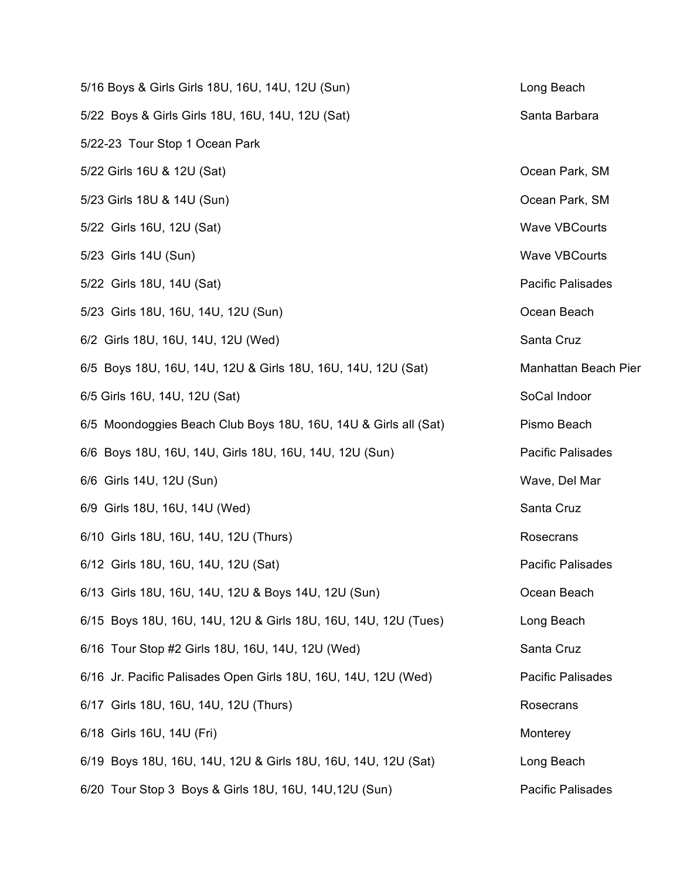| | |
|---|---|
| 5/16 Boys & Girls Girls 18U, 16U, 14U, 12U (Sun) | Long Beach |
| 5/22 Boys & Girls Girls 18U, 16U, 14U, 12U (Sat) | Santa Barbara |
| 5/22-23 Tour Stop 1 Ocean Park | |
| 5/22 Girls 16U & 12U (Sat) | Ocean Park, SM |
| 5/23 Girls 18U & 14U (Sun) | Ocean Park, SM |
| 5/22 Girls 16U, 12U (Sat) | Wave VBCourts |
| 5/23 Girls 14U (Sun) | Wave VBCourts |
| 5/22 Girls 18U, 14U (Sat) | Pacific Palisades |
| 5/23 Girls 18U, 16U, 14U, 12U (Sun) | Ocean Beach |
| 6/2 Girls 18U, 16U, 14U, 12U (Wed) | Santa Cruz |
| 6/5 Boys 18U, 16U, 14U, 12U & Girls 18U, 16U, 14U, 12U (Sat) | Manhattan Beach Pier |
| 6/5 Girls 16U, 14U, 12U (Sat) | SoCal Indoor |
| 6/5 Moondoggies Beach Club Boys 18U, 16U, 14U & Girls all (Sat) | Pismo Beach |
| 6/6 Boys 18U, 16U, 14U, Girls 18U, 16U, 14U, 12U (Sun) | Pacific Palisades |
| 6/6 Girls 14U, 12U (Sun) | Wave, Del Mar |
| 6/9 Girls 18U, 16U, 14U (Wed) | Santa Cruz |
| 6/10 Girls 18U, 16U, 14U, 12U (Thurs) | Rosecrans |
| 6/12 Girls 18U, 16U, 14U, 12U (Sat) | Pacific Palisades |
| 6/13 Girls 18U, 16U, 14U, 12U & Boys 14U, 12U (Sun) | Ocean Beach |
| 6/15 Boys 18U, 16U, 14U, 12U & Girls 18U, 16U, 14U, 12U (Tues) | Long Beach |
| 6/16 Tour Stop #2 Girls 18U, 16U, 14U, 12U (Wed) | Santa Cruz |
| 6/16 Jr. Pacific Palisades Open Girls 18U, 16U, 14U, 12U (Wed) | Pacific Palisades |
| 6/17 Girls 18U, 16U, 14U, 12U (Thurs) | Rosecrans |
| 6/18 Girls 16U, 14U (Fri) | Monterey |
| 6/19 Boys 18U, 16U, 14U, 12U & Girls 18U, 16U, 14U, 12U (Sat) | Long Beach |
| 6/20 Tour Stop 3 Boys & Girls 18U, 16U, 14U,12U (Sun) | Pacific Palisades |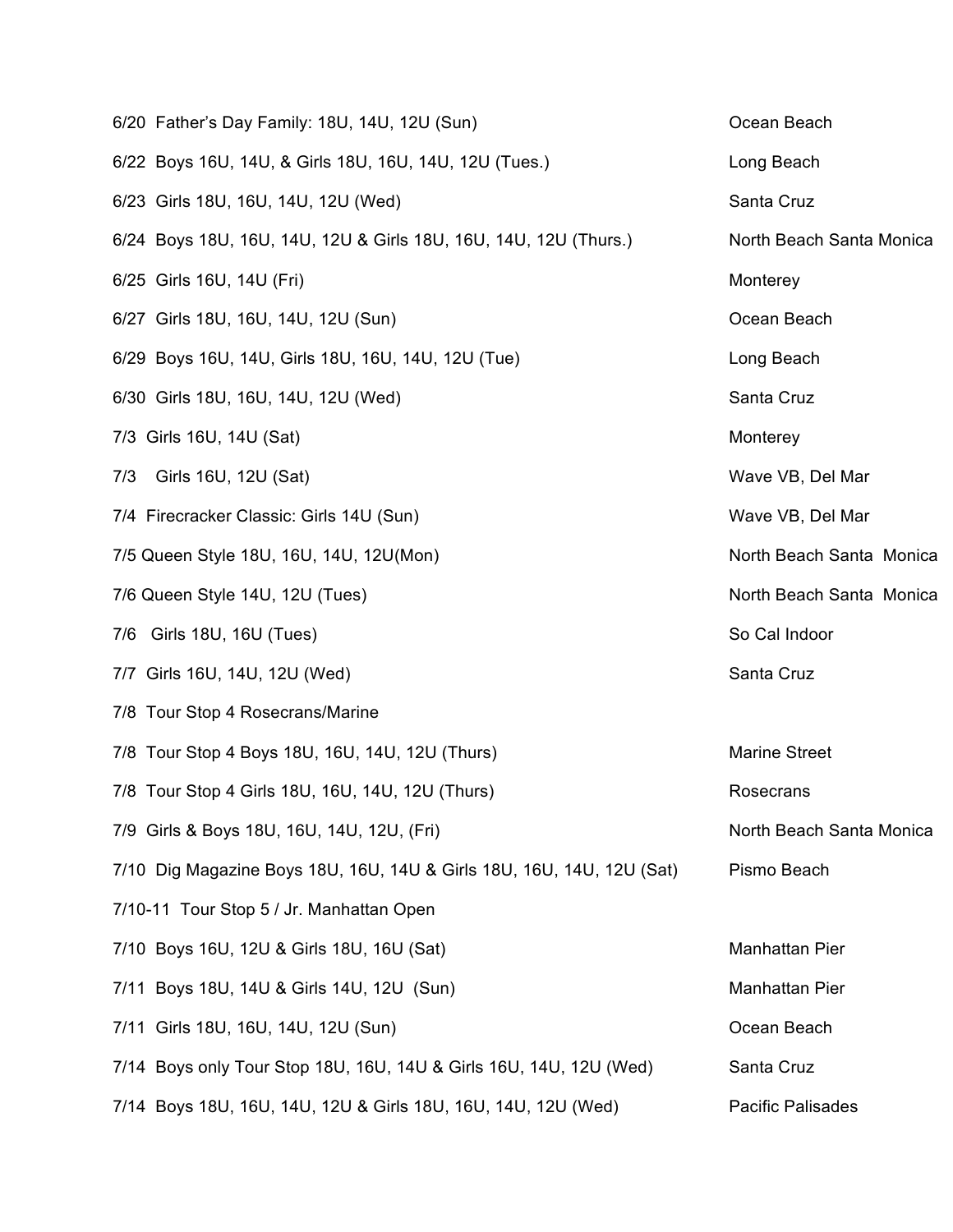| | |
|---|---|
| 6/20 Father's Day Family: 18U, 14U, 12U (Sun) | Ocean Beach |
| 6/22 Boys 16U, 14U, & Girls 18U, 16U, 14U, 12U (Tues.) | Long Beach |
| 6/23 Girls 18U, 16U, 14U, 12U (Wed) | Santa Cruz |
| 6/24 Boys 18U, 16U, 14U, 12U & Girls 18U, 16U, 14U, 12U (Thurs.) | North Beach Santa Monica |
| 6/25 Girls 16U, 14U (Fri) | Monterey |
| 6/27 Girls 18U, 16U, 14U, 12U (Sun) | Ocean Beach |
| 6/29 Boys 16U, 14U, Girls 18U, 16U, 14U, 12U (Tue) | Long Beach |
| 6/30 Girls 18U, 16U, 14U, 12U (Wed) | Santa Cruz |
| 7/3 Girls 16U, 14U (Sat) | Monterey |
| 7/3 Girls 16U, 12U (Sat) | Wave VB, Del Mar |
| 7/4 Firecracker Classic: Girls 14U (Sun) | Wave VB, Del Mar |
| 7/5 Queen Style 18U, 16U, 14U, 12U(Mon) | North Beach Santa Monica |
| 7/6 Queen Style 14U, 12U (Tues) | North Beach Santa Monica |
| 7/6 Girls 18U, 16U (Tues) | So Cal Indoor |
| 7/7 Girls 16U, 14U, 12U (Wed) | Santa Cruz |
| 7/8 Tour Stop 4 Rosecrans/Marine | |
| 7/8 Tour Stop 4 Boys 18U, 16U, 14U, 12U (Thurs) | Marine Street |
| 7/8 Tour Stop 4 Girls 18U, 16U, 14U, 12U (Thurs) | Rosecrans |
| 7/9 Girls & Boys 18U, 16U, 14U, 12U, (Fri) | North Beach Santa Monica |
| 7/10 Dig Magazine Boys 18U, 16U, 14U & Girls 18U, 16U, 14U, 12U (Sat) | Pismo Beach |
| 7/10-11 Tour Stop 5 / Jr. Manhattan Open | |
| 7/10 Boys 16U, 12U & Girls 18U, 16U (Sat) | Manhattan Pier |
| 7/11 Boys 18U, 14U & Girls 14U, 12U (Sun) | Manhattan Pier |
| 7/11 Girls 18U, 16U, 14U, 12U (Sun) | Ocean Beach |
| 7/14 Boys only Tour Stop 18U, 16U, 14U & Girls 16U, 14U, 12U (Wed) | Santa Cruz |
| 7/14 Boys 18U, 16U, 14U, 12U & Girls 18U, 16U, 14U, 12U (Wed) | Pacific Palisades |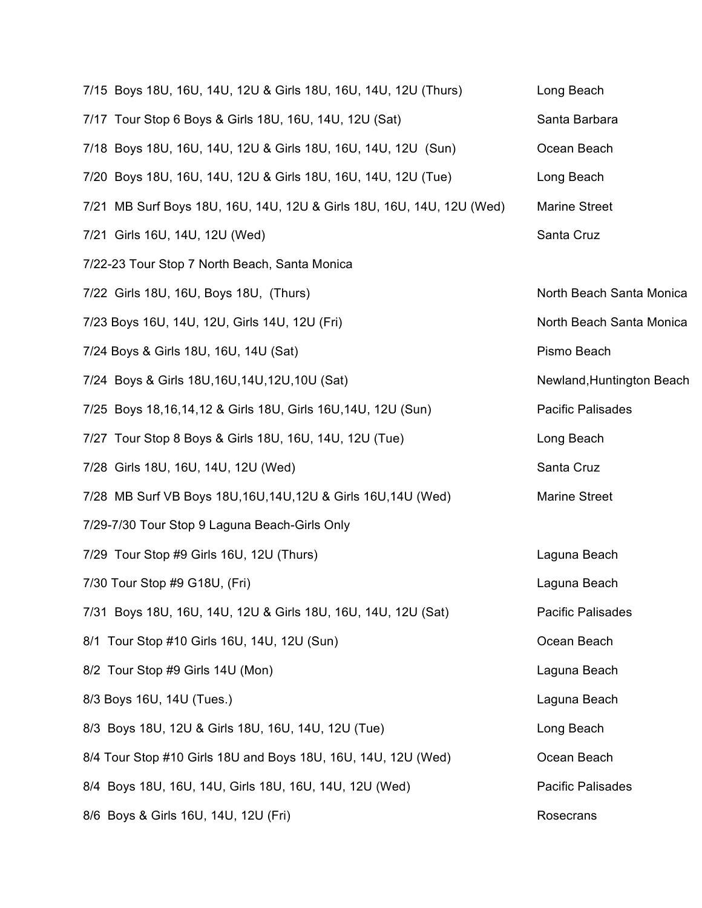| | |
|---|---|
| 7/15 Boys 18U, 16U, 14U, 12U & Girls 18U, 16U, 14U, 12U (Thurs) | Long Beach |
| 7/17 Tour Stop 6 Boys & Girls 18U, 16U, 14U, 12U (Sat) | Santa Barbara |
| 7/18 Boys 18U, 16U, 14U, 12U & Girls 18U, 16U, 14U, 12U (Sun) | Ocean Beach |
| 7/20 Boys 18U, 16U, 14U, 12U & Girls 18U, 16U, 14U, 12U (Tue) | Long Beach |
| 7/21 MB Surf Boys 18U, 16U, 14U, 12U & Girls 18U, 16U, 14U, 12U (Wed) | Marine Street |
| 7/21 Girls 16U, 14U, 12U (Wed) | Santa Cruz |
| 7/22-23 Tour Stop 7 North Beach, Santa Monica | |
| 7/22 Girls 18U, 16U, Boys 18U, (Thurs) | North Beach Santa Monica |
| 7/23 Boys 16U, 14U, 12U, Girls 14U, 12U (Fri) | North Beach Santa Monica |
| 7/24 Boys & Girls 18U, 16U, 14U (Sat) | Pismo Beach |
| 7/24 Boys & Girls 18U,16U,14U,12U,10U (Sat) | Newland,Huntington Beach |
| 7/25 Boys 18,16,14,12 & Girls 18U, Girls 16U,14U, 12U (Sun) | Pacific Palisades |
| 7/27 Tour Stop 8 Boys & Girls 18U, 16U, 14U, 12U (Tue) | Long Beach |
| 7/28 Girls 18U, 16U, 14U, 12U (Wed) | Santa Cruz |
| 7/28 MB Surf VB Boys 18U,16U,14U,12U & Girls 16U,14U (Wed) | Marine Street |
| 7/29-7/30 Tour Stop 9 Laguna Beach-Girls Only | |
| 7/29 Tour Stop #9 Girls 16U, 12U (Thurs) | Laguna Beach |
| 7/30 Tour Stop #9 G18U, (Fri) | Laguna Beach |
| 7/31 Boys 18U, 16U, 14U, 12U & Girls 18U, 16U, 14U, 12U (Sat) | Pacific Palisades |
| 8/1 Tour Stop #10 Girls 16U, 14U, 12U (Sun) | Ocean Beach |
| 8/2 Tour Stop #9 Girls 14U (Mon) | Laguna Beach |
| 8/3 Boys 16U, 14U (Tues.) | Laguna Beach |
| 8/3 Boys 18U, 12U & Girls 18U, 16U, 14U, 12U (Tue) | Long Beach |
| 8/4 Tour Stop #10 Girls 18U and Boys 18U, 16U, 14U, 12U (Wed) | Ocean Beach |
| 8/4 Boys 18U, 16U, 14U, Girls 18U, 16U, 14U, 12U (Wed) | Pacific Palisades |
| 8/6 Boys & Girls 16U, 14U, 12U (Fri) | Rosecrans |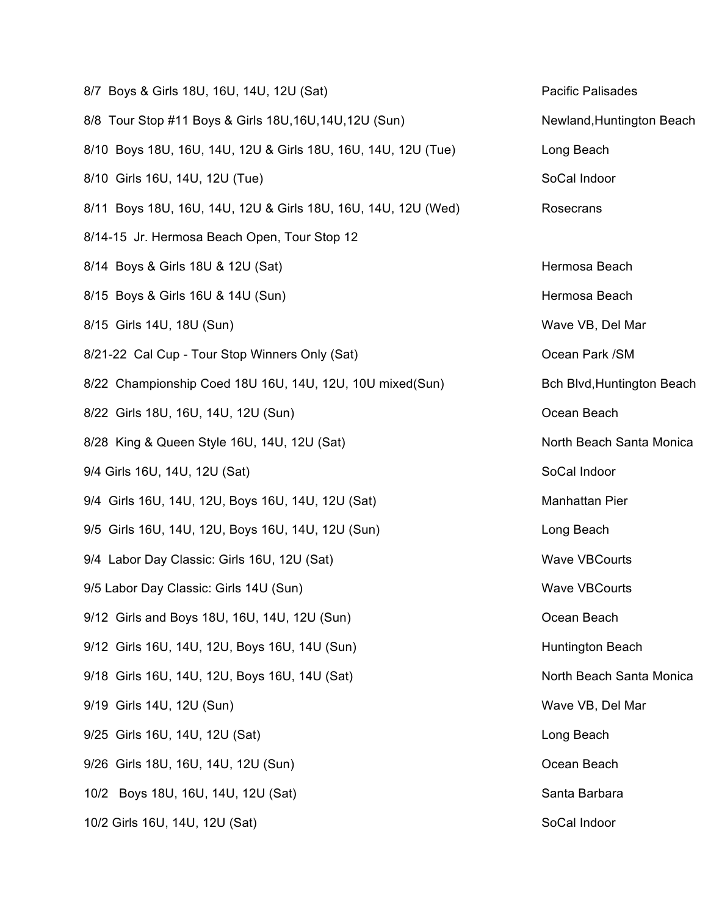| Event | Location |
|---|---|
| 8/7 Boys & Girls 18U, 16U, 14U, 12U (Sat) | Pacific Palisades |
| 8/8 Tour Stop #11 Boys & Girls 18U,16U,14U,12U (Sun) | Newland,Huntington Beach |
| 8/10 Boys 18U, 16U, 14U, 12U & Girls 18U, 16U, 14U, 12U (Tue) | Long Beach |
| 8/10 Girls 16U, 14U, 12U (Tue) | SoCal Indoor |
| 8/11 Boys 18U, 16U, 14U, 12U & Girls 18U, 16U, 14U, 12U (Wed) | Rosecrans |
| 8/14-15 Jr. Hermosa Beach Open, Tour Stop 12 | |
| 8/14 Boys & Girls 18U & 12U (Sat) | Hermosa Beach |
| 8/15 Boys & Girls 16U & 14U (Sun) | Hermosa Beach |
| 8/15 Girls 14U, 18U (Sun) | Wave VB, Del Mar |
| 8/21-22 Cal Cup - Tour Stop Winners Only (Sat) | Ocean Park /SM |
| 8/22 Championship Coed 18U 16U, 14U, 12U, 10U mixed(Sun) | Bch Blvd,Huntington Beach |
| 8/22 Girls 18U, 16U, 14U, 12U (Sun) | Ocean Beach |
| 8/28 King & Queen Style 16U, 14U, 12U (Sat) | North Beach Santa Monica |
| 9/4 Girls 16U, 14U, 12U (Sat) | SoCal Indoor |
| 9/4 Girls 16U, 14U, 12U, Boys 16U, 14U, 12U (Sat) | Manhattan Pier |
| 9/5 Girls 16U, 14U, 12U, Boys 16U, 14U, 12U (Sun) | Long Beach |
| 9/4 Labor Day Classic: Girls 16U, 12U (Sat) | Wave VBCourts |
| 9/5 Labor Day Classic: Girls 14U (Sun) | Wave VBCourts |
| 9/12 Girls and Boys 18U, 16U, 14U, 12U (Sun) | Ocean Beach |
| 9/12 Girls 16U, 14U, 12U, Boys 16U, 14U (Sun) | Huntington Beach |
| 9/18 Girls 16U, 14U, 12U, Boys 16U, 14U (Sat) | North Beach Santa Monica |
| 9/19 Girls 14U, 12U (Sun) | Wave VB, Del Mar |
| 9/25 Girls 16U, 14U, 12U (Sat) | Long Beach |
| 9/26 Girls 18U, 16U, 14U, 12U (Sun) | Ocean Beach |
| 10/2 Boys 18U, 16U, 14U, 12U (Sat) | Santa Barbara |
| 10/2 Girls 16U, 14U, 12U (Sat) | SoCal Indoor |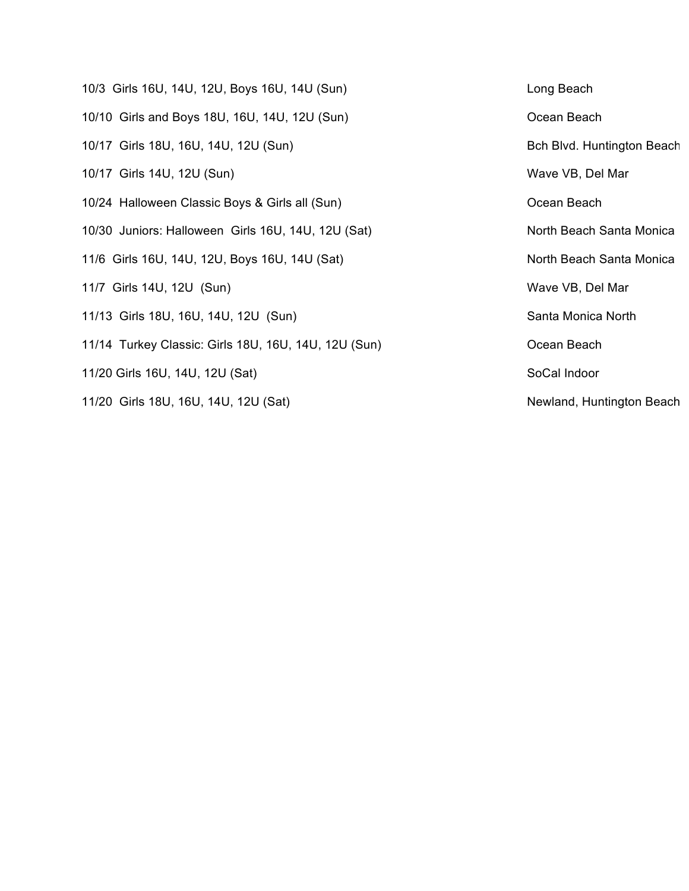| | |
|---|---|
| 10/3 Girls 16U, 14U, 12U, Boys 16U, 14U (Sun) | Long Beach |
| 10/10 Girls and Boys 18U, 16U, 14U, 12U (Sun) | Ocean Beach |
| 10/17 Girls 18U, 16U, 14U, 12U (Sun) | Bch Blvd. Huntington Beach |
| 10/17 Girls 14U, 12U (Sun) | Wave VB, Del Mar |
| 10/24 Halloween Classic Boys & Girls all (Sun) | Ocean Beach |
| 10/30 Juniors: Halloween Girls 16U, 14U, 12U (Sat) | North Beach Santa Monica |
| 11/6 Girls 16U, 14U, 12U, Boys 16U, 14U (Sat) | North Beach Santa Monica |
| 11/7 Girls 14U, 12U (Sun) | Wave VB, Del Mar |
| 11/13 Girls 18U, 16U, 14U, 12U (Sun) | Santa Monica North |
| 11/14 Turkey Classic: Girls 18U, 16U, 14U, 12U (Sun) | Ocean Beach |
| 11/20 Girls 16U, 14U, 12U (Sat) | SoCal Indoor |
| 11/20 Girls 18U, 16U, 14U, 12U (Sat) | Newland, Huntington Beach |